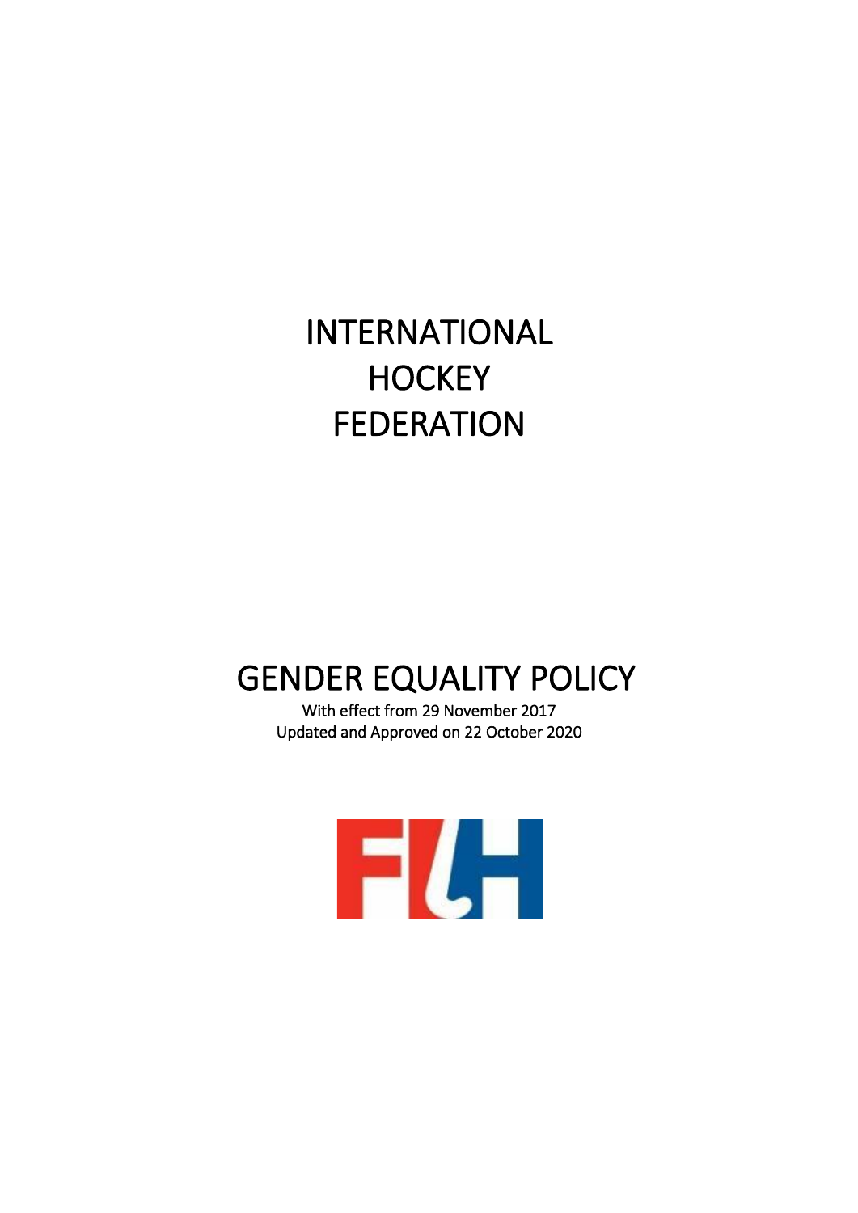# INTERNATIONAL HOCKEY FEDERATION

# GENDER EQUALITY POLICY

With effect from 29 November 2017

Updated and Approved on 22 October 2020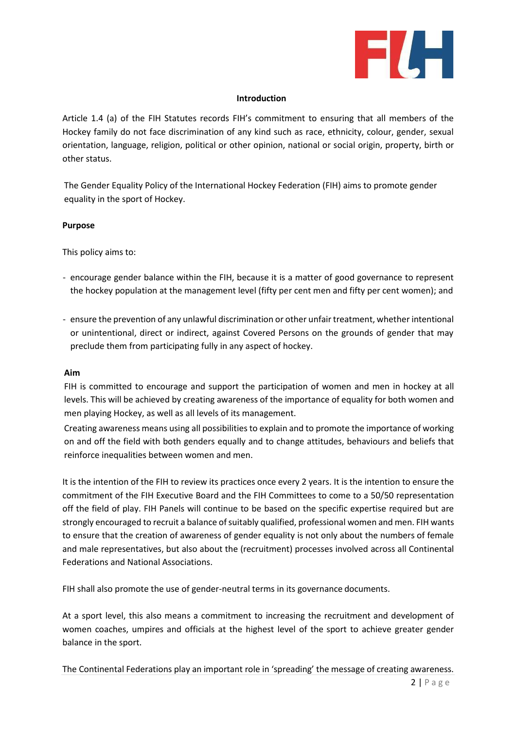## Introduction

Article 1.4 (a) of the FIH Statutes records FIH's commitment to ensuring that all members of the Hockey family do not face discrimination of any kind such as race, ethnicity, colour, gender, sexual orientation, language, religion, political or other opinion, national or social origin, property, birth or other status.

The Gender Equality Policy of the International Hockey Federation (FIH) aims to promote gender equality in the sport of Hockey.

### Purpose

This policy aims to:

- encourage gender balance within the FIH, because it is a matter of good governance to represent the hockey population at the management level (fifty per cent men and fifty per cent women); and
- ensure the prevention of any unlawful discrimination or other unfair treatment, whether intentional or unintentional, direct or indirect, against Covered Persons on the grounds of gender that may preclude them from participating fully in any aspect of hockey.

### Aim

FIH is committed to encourage and support the participation of women and men in hockey at all levels. This will be achieved by creating awareness of the importance of equality for both women and men playing Hockey, as well as all levels of its management.

Creating awareness means using all possibilities to explain and to promote the importance of working on and off the field with both genders equally and to change attitudes, behaviours and beliefs that reinforce inequalities between women and men.

It is the intention of the FIH to review its practices once every 2 years. It is the intention to ensure the commitment of the FIH Executive Board and the FIH Committees to come to a 50/50 representation off the field of play. FIH Panels will continue to be based on the specific expertise required but are strongly encouraged to recruit a balance of suitably qualified, professional women and men. FIH wants to ensure that the creation of awareness of gender equality is not only about the numbers of female and male representatives, but also about the (recruitment) processes involved across all Continental Federations and National Associations.

FIH shall also promote the use of gender-neutral terms in its governance documents.

At a sport level, this also means a commitment to increasing the recruitment and development of women coaches, umpires and officials at the highest level of the sport to achieve greater gender balance in the sport.

The Continental Federations play an important role in 'spreading' the message of creating awareness.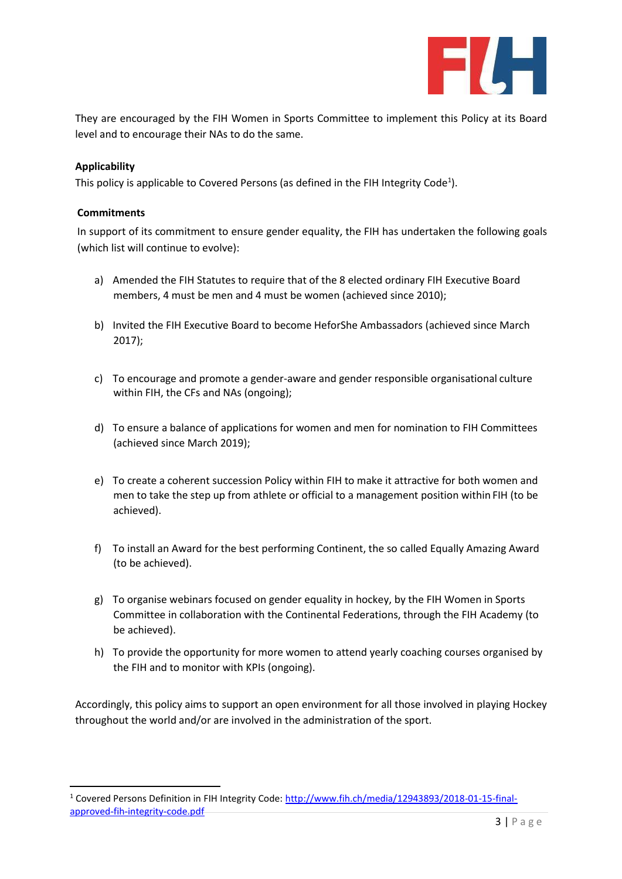They are encouraged by the FIH Women in Sports Committee to implement this Policy at its Board level and to encourage their NAs to do the same.

**Applicability**

This policy is applicable to Covered Persons (as defined in the FIH Integrity Code[1]).

**Commitments**

In support of its commitment to ensure gender equality, the FIH has undertaken the following goals (which list will continue to evolve):

a) Amended the FIH Statutes to require that of the 8 elected ordinary FIH Executive Board members, 4 must be men and 4 must be women (achieved since 2010);

b) Invited the FIH Executive Board to become HeforShe Ambassadors (achieved since March 2017);

c) To encourage and promote a gender-aware and gender responsible organisational culture within FIH, the CFs and NAs (ongoing);

d) To ensure a balance of applications for women and men for nomination to FIH Committees (achieved since March 2019);

e) To create a coherent succession Policy within FIH to make it attractive for both women and men to take the step up from athlete or official to a management position within FIH (to be achieved).

f) To install an Award for the best performing Continent, the so called Equally Amazing Award (to be achieved).

g) To organise webinars focused on gender equality in hockey, by the FIH Women in Sports Committee in collaboration with the Continental Federations, through the FIH Academy (to be achieved).

h) To provide the opportunity for more women to attend yearly coaching courses organised by the FIH and to monitor with KPIs (ongoing).

Accordingly, this policy aims to support an open environment for all those involved in playing Hockey throughout the world and/or are involved in the administration of the sport.

---

[1] Covered Persons Definition in FIH Integrity Code: [http://www.fih.ch/media/12943893/2018-01-15-final-approved-fih-integrity-code.pdf](http://www.fih.ch/media/12943893/2018-01-15-final-approved-fih-integrity-code.pdf)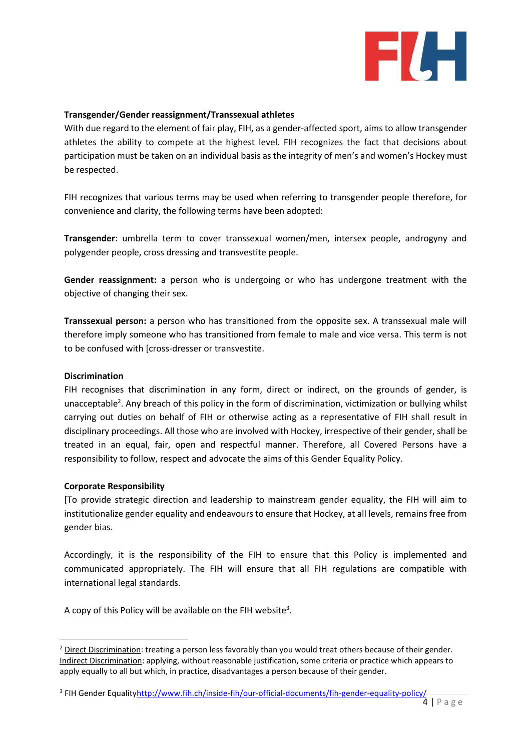**Transgender/Gender reassignment/Transsexual athletes**

With due regard to the element of fair play, FIH, as a gender-affected sport, aims to allow transgender athletes the ability to compete at the highest level. FIH recognizes the fact that decisions about participation must be taken on an individual basis as the integrity of men's and women's Hockey must be respected.

FIH recognizes that various terms may be used when referring to transgender people therefore, for convenience and clarity, the following terms have been adopted:

**Transgender**: umbrella term to cover transsexual women/men, intersex people, androgyny and polygender people, cross dressing and transvestite people.

**Gender reassignment:** a person who is undergoing or who has undergone treatment with the objective of changing their sex.

**Transsexual person:** a person who has transitioned from the opposite sex. A transsexual male will therefore imply someone who has transitioned from female to male and vice versa. This term is not to be confused with [cross-dresser or transvestite.

**Discrimination**

FIH recognises that discrimination in any form, direct or indirect, on the grounds of gender, is unacceptable[2]. Any breach of this policy in the form of discrimination, victimization or bullying whilst carrying out duties on behalf of FIH or otherwise acting as a representative of FIH shall result in disciplinary proceedings. All those who are involved with Hockey, irrespective of their gender, shall be treated in an equal, fair, open and respectful manner. Therefore, all Covered Persons have a responsibility to follow, respect and advocate the aims of this Gender Equality Policy.

**Corporate Responsibility**

[To provide strategic direction and leadership to mainstream gender equality, the FIH will aim to institutionalize gender equality and endeavours to ensure that Hockey, at all levels, remains free from gender bias.

Accordingly, it is the responsibility of the FIH to ensure that this Policy is implemented and communicated appropriately. The FIH will ensure that all FIH regulations are compatible with international legal standards.

A copy of this Policy will be available on the FIH website[3].

---

[2] Direct Discrimination: treating a person less favorably than you would treat others because of their gender. Indirect Discrimination: applying, without reasonable justification, some criteria or practice which appears to apply equally to all but which, in practice, disadvantages a person because of their gender.

[3] FIH Gender Equality http://www.fih.ch/inside-fih/our-official-documents/fih-gender-equality-policy/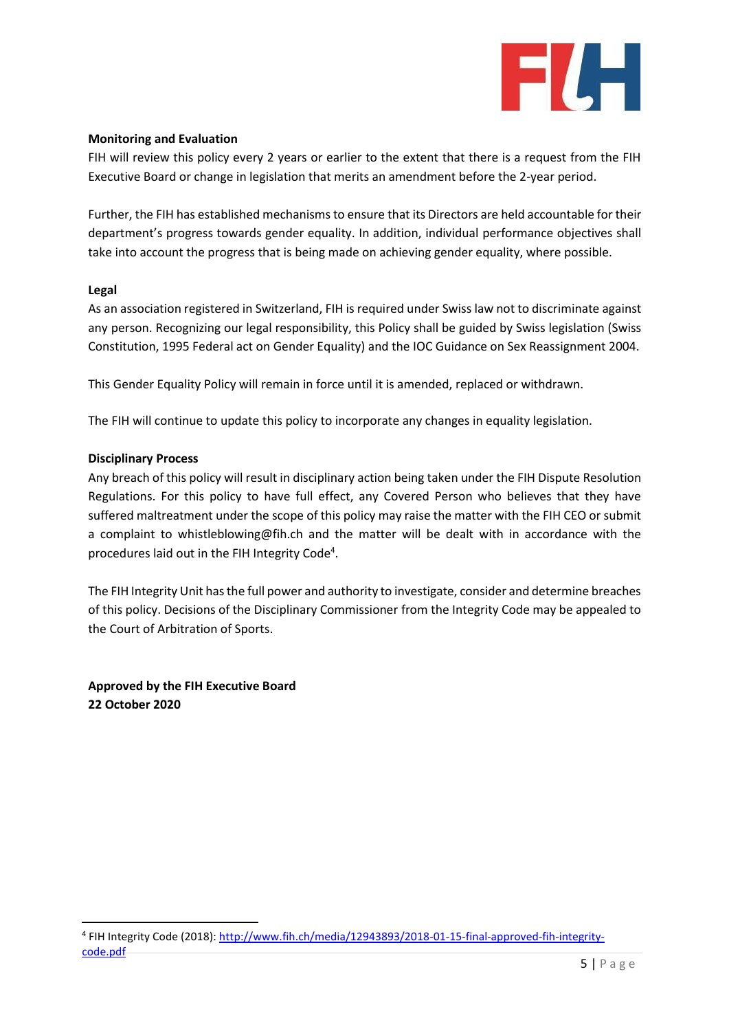**Monitoring and Evaluation**

FIH will review this policy every 2 years or earlier to the extent that there is a request from the FIH Executive Board or change in legislation that merits an amendment before the 2-year period.

Further, the FIH has established mechanisms to ensure that its Directors are held accountable for their department's progress towards gender equality. In addition, individual performance objectives shall take into account the progress that is being made on achieving gender equality, where possible.

**Legal**

As an association registered in Switzerland, FIH is required under Swiss law not to discriminate against any person. Recognizing our legal responsibility, this Policy shall be guided by Swiss legislation (Swiss Constitution, 1995 Federal act on Gender Equality) and the IOC Guidance on Sex Reassignment 2004.

This Gender Equality Policy will remain in force until it is amended, replaced or withdrawn.

The FIH will continue to update this policy to incorporate any changes in equality legislation.

**Disciplinary Process**

Any breach of this policy will result in disciplinary action being taken under the FIH Dispute Resolution Regulations. For this policy to have full effect, any Covered Person who believes that they have suffered maltreatment under the scope of this policy may raise the matter with the FIH CEO or submit a complaint to whistleblowing@fih.ch and the matter will be dealt with in accordance with the procedures laid out in the FIH Integrity Code[4].

The FIH Integrity Unit has the full power and authority to investigate, consider and determine breaches of this policy. Decisions of the Disciplinary Commissioner from the Integrity Code may be appealed to the Court of Arbitration of Sports.

**Approved by the FIH Executive Board**
**22 October 2020**

---

[4] FIH Integrity Code (2018): http://www.fih.ch/media/12943893/2018-01-15-final-approved-fih-integrity-code.pdf